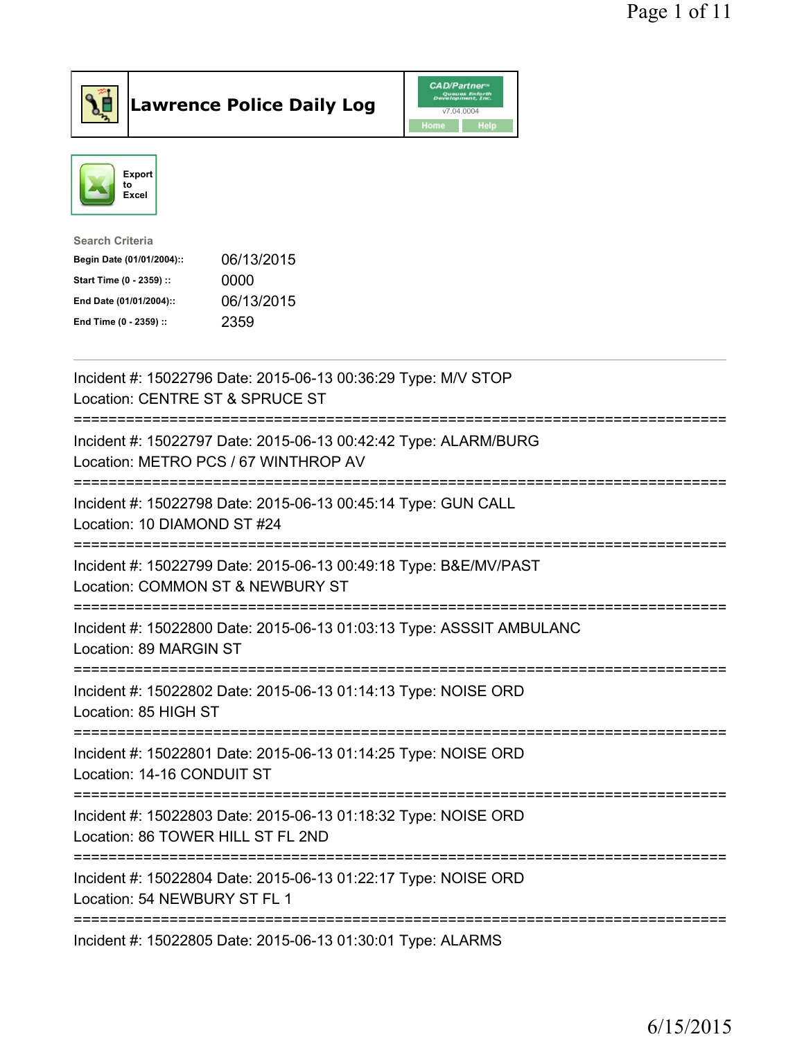# Lawrence Police Daily Log

CAD/Partner v7.04.0004

Home | Help

Export to Excel

**Search Criteria**

| | |
|---|---|
| Begin Date (01/01/2004):: | 06/13/2015 |
| Start Time (0 - 2359) :: | 0000 |
| End Date (01/01/2004):: | 06/13/2015 |
| End Time (0 - 2359) :: | 2359 |

---

Incident #: 15022796 Date: 2015-06-13 00:36:29 Type: M/V STOP
Location: CENTRE ST & SPRUCE ST

===========================================================================

Incident #: 15022797 Date: 2015-06-13 00:42:42 Type: ALARM/BURG
Location: METRO PCS / 67 WINTHROP AV

===========================================================================

Incident #: 15022798 Date: 2015-06-13 00:45:14 Type: GUN CALL
Location: 10 DIAMOND ST #24

===========================================================================

Incident #: 15022799 Date: 2015-06-13 00:49:18 Type: B&E/MV/PAST
Location: COMMON ST & NEWBURY ST

===========================================================================

Incident #: 15022800 Date: 2015-06-13 01:03:13 Type: ASSSIT AMBULANC
Location: 89 MARGIN ST

===========================================================================

Incident #: 15022802 Date: 2015-06-13 01:14:13 Type: NOISE ORD
Location: 85 HIGH ST

===========================================================================

Incident #: 15022801 Date: 2015-06-13 01:14:25 Type: NOISE ORD
Location: 14-16 CONDUIT ST

===========================================================================

Incident #: 15022803 Date: 2015-06-13 01:18:32 Type: NOISE ORD
Location: 86 TOWER HILL ST FL 2ND

===========================================================================

Incident #: 15022804 Date: 2015-06-13 01:22:17 Type: NOISE ORD
Location: 54 NEWBURY ST FL 1

===========================================================================

Incident #: 15022805 Date: 2015-06-13 01:30:01 Type: ALARMS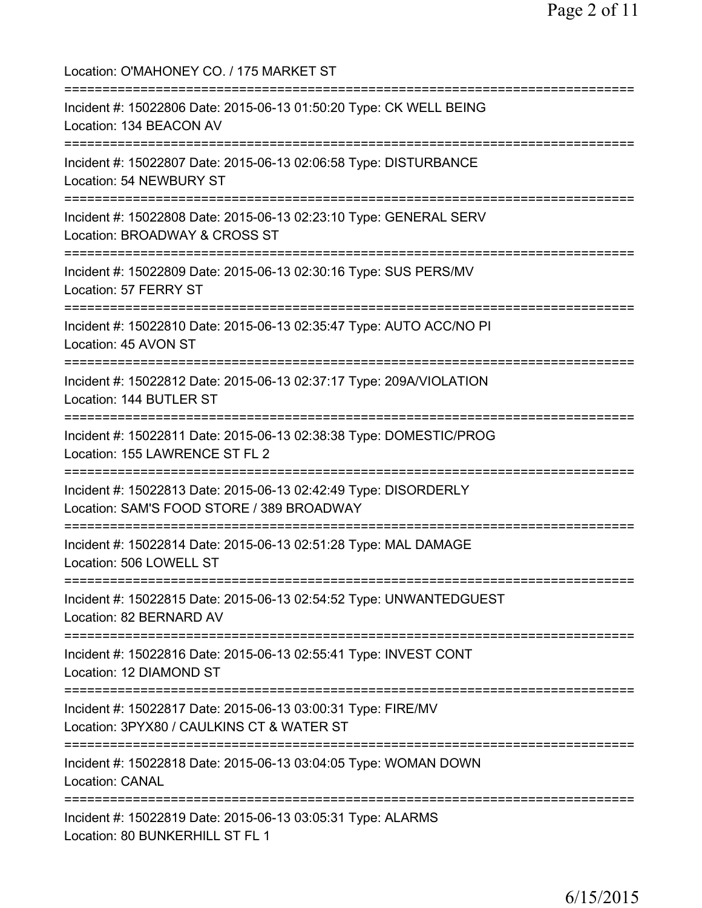Location: O'MAHONEY CO. / 175 MARKET ST

===========================================================================

Incident #: 15022806 Date: 2015-06-13 01:50:20 Type: CK WELL BEING
Location: 134 BEACON AV

===========================================================================

Incident #: 15022807 Date: 2015-06-13 02:06:58 Type: DISTURBANCE
Location: 54 NEWBURY ST

===========================================================================

Incident #: 15022808 Date: 2015-06-13 02:23:10 Type: GENERAL SERV
Location: BROADWAY & CROSS ST

===========================================================================

Incident #: 15022809 Date: 2015-06-13 02:30:16 Type: SUS PERS/MV
Location: 57 FERRY ST

===========================================================================

Incident #: 15022810 Date: 2015-06-13 02:35:47 Type: AUTO ACC/NO PI
Location: 45 AVON ST

===========================================================================

Incident #: 15022812 Date: 2015-06-13 02:37:17 Type: 209A/VIOLATION
Location: 144 BUTLER ST

===========================================================================

Incident #: 15022811 Date: 2015-06-13 02:38:38 Type: DOMESTIC/PROG
Location: 155 LAWRENCE ST FL 2

===========================================================================

Incident #: 15022813 Date: 2015-06-13 02:42:49 Type: DISORDERLY
Location: SAM'S FOOD STORE / 389 BROADWAY

===========================================================================

Incident #: 15022814 Date: 2015-06-13 02:51:28 Type: MAL DAMAGE
Location: 506 LOWELL ST

===========================================================================

Incident #: 15022815 Date: 2015-06-13 02:54:52 Type: UNWANTEDGUEST
Location: 82 BERNARD AV

===========================================================================

Incident #: 15022816 Date: 2015-06-13 02:55:41 Type: INVEST CONT
Location: 12 DIAMOND ST

===========================================================================

Incident #: 15022817 Date: 2015-06-13 03:00:31 Type: FIRE/MV
Location: 3PYX80 / CAULKINS CT & WATER ST

===========================================================================

Incident #: 15022818 Date: 2015-06-13 03:04:05 Type: WOMAN DOWN
Location: CANAL

===========================================================================

Incident #: 15022819 Date: 2015-06-13 03:05:31 Type: ALARMS
Location: 80 BUNKERHILL ST FL 1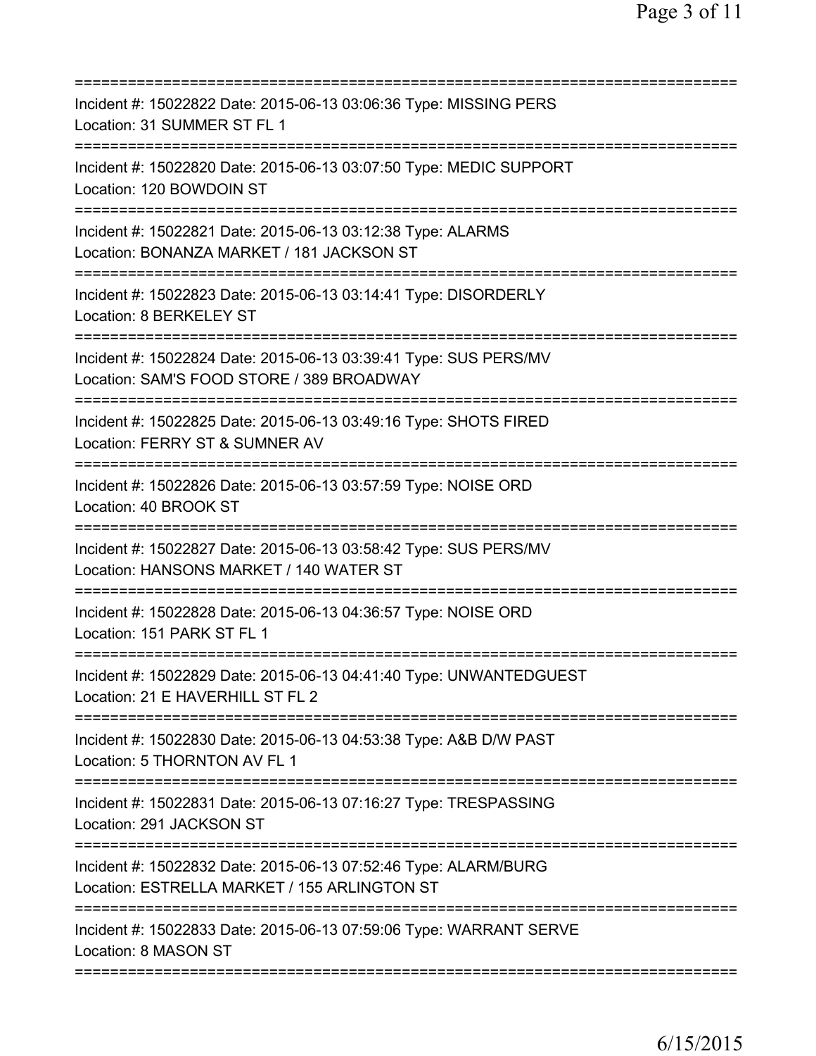===========================================================================
Incident #: 15022822 Date: 2015-06-13 03:06:36 Type: MISSING PERS
Location: 31 SUMMER ST FL 1
===========================================================================
Incident #: 15022820 Date: 2015-06-13 03:07:50 Type: MEDIC SUPPORT
Location: 120 BOWDOIN ST
===========================================================================
Incident #: 15022821 Date: 2015-06-13 03:12:38 Type: ALARMS
Location: BONANZA MARKET / 181 JACKSON ST
===========================================================================
Incident #: 15022823 Date: 2015-06-13 03:14:41 Type: DISORDERLY
Location: 8 BERKELEY ST
===========================================================================
Incident #: 15022824 Date: 2015-06-13 03:39:41 Type: SUS PERS/MV
Location: SAM'S FOOD STORE / 389 BROADWAY
===========================================================================
Incident #: 15022825 Date: 2015-06-13 03:49:16 Type: SHOTS FIRED
Location: FERRY ST & SUMNER AV
===========================================================================
Incident #: 15022826 Date: 2015-06-13 03:57:59 Type: NOISE ORD
Location: 40 BROOK ST
===========================================================================
Incident #: 15022827 Date: 2015-06-13 03:58:42 Type: SUS PERS/MV
Location: HANSONS MARKET / 140 WATER ST
===========================================================================
Incident #: 15022828 Date: 2015-06-13 04:36:57 Type: NOISE ORD
Location: 151 PARK ST FL 1
===========================================================================
Incident #: 15022829 Date: 2015-06-13 04:41:40 Type: UNWANTEDGUEST
Location: 21 E HAVERHILL ST FL 2
===========================================================================
Incident #: 15022830 Date: 2015-06-13 04:53:38 Type: A&B D/W PAST
Location: 5 THORNTON AV FL 1
===========================================================================
Incident #: 15022831 Date: 2015-06-13 07:16:27 Type: TRESPASSING
Location: 291 JACKSON ST
===========================================================================
Incident #: 15022832 Date: 2015-06-13 07:52:46 Type: ALARM/BURG
Location: ESTRELLA MARKET / 155 ARLINGTON ST
===========================================================================
Incident #: 15022833 Date: 2015-06-13 07:59:06 Type: WARRANT SERVE
Location: 8 MASON ST
===========================================================================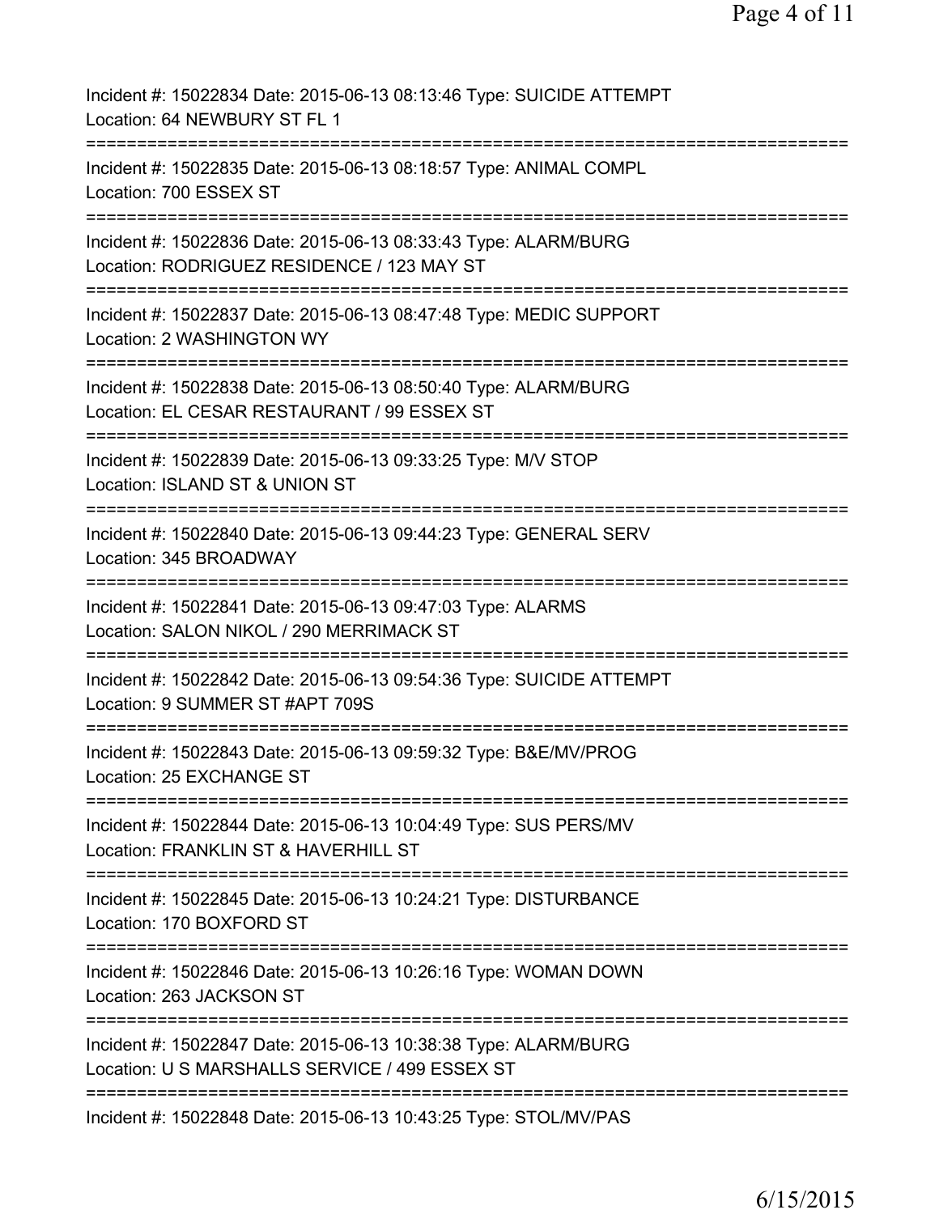Incident #: 15022834 Date: 2015-06-13 08:13:46 Type: SUICIDE ATTEMPT
Location: 64 NEWBURY ST FL 1

===========================================================================

Incident #: 15022835 Date: 2015-06-13 08:18:57 Type: ANIMAL COMPL
Location: 700 ESSEX ST

===========================================================================

Incident #: 15022836 Date: 2015-06-13 08:33:43 Type: ALARM/BURG
Location: RODRIGUEZ RESIDENCE / 123 MAY ST

===========================================================================

Incident #: 15022837 Date: 2015-06-13 08:47:48 Type: MEDIC SUPPORT
Location: 2 WASHINGTON WY

===========================================================================

Incident #: 15022838 Date: 2015-06-13 08:50:40 Type: ALARM/BURG
Location: EL CESAR RESTAURANT / 99 ESSEX ST

===========================================================================

Incident #: 15022839 Date: 2015-06-13 09:33:25 Type: M/V STOP
Location: ISLAND ST & UNION ST

===========================================================================

Incident #: 15022840 Date: 2015-06-13 09:44:23 Type: GENERAL SERV
Location: 345 BROADWAY

===========================================================================

Incident #: 15022841 Date: 2015-06-13 09:47:03 Type: ALARMS
Location: SALON NIKOL / 290 MERRIMACK ST

===========================================================================

Incident #: 15022842 Date: 2015-06-13 09:54:36 Type: SUICIDE ATTEMPT
Location: 9 SUMMER ST #APT 709S

===========================================================================

Incident #: 15022843 Date: 2015-06-13 09:59:32 Type: B&E/MV/PROG
Location: 25 EXCHANGE ST

===========================================================================

Incident #: 15022844 Date: 2015-06-13 10:04:49 Type: SUS PERS/MV
Location: FRANKLIN ST & HAVERHILL ST

===========================================================================

Incident #: 15022845 Date: 2015-06-13 10:24:21 Type: DISTURBANCE
Location: 170 BOXFORD ST

===========================================================================

Incident #: 15022846 Date: 2015-06-13 10:26:16 Type: WOMAN DOWN
Location: 263 JACKSON ST

===========================================================================

Incident #: 15022847 Date: 2015-06-13 10:38:38 Type: ALARM/BURG
Location: U S MARSHALLS SERVICE / 499 ESSEX ST

===========================================================================

Incident #: 15022848 Date: 2015-06-13 10:43:25 Type: STOL/MV/PAS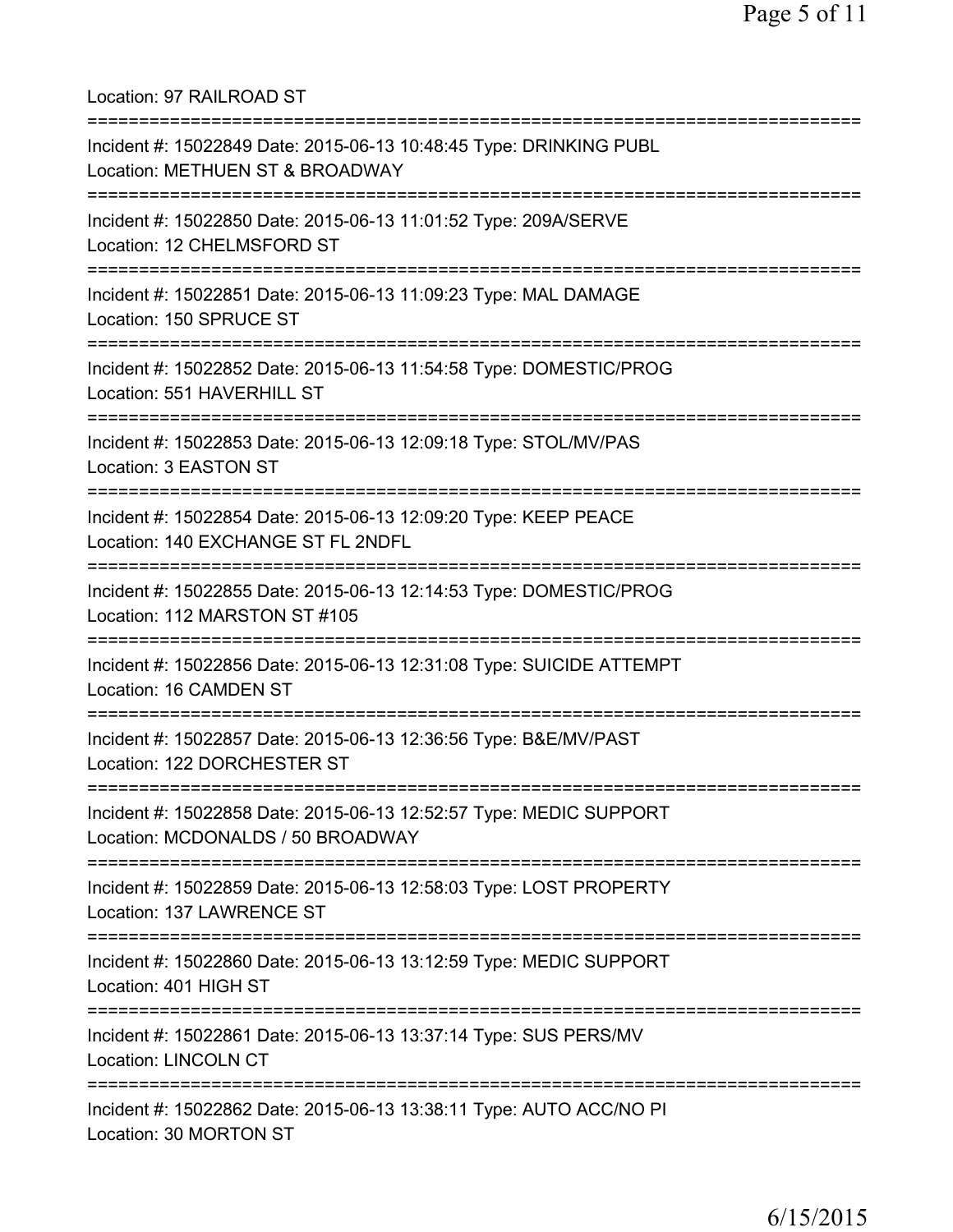Location: 97 RAILROAD ST

===========================================================================

Incident #: 15022849 Date: 2015-06-13 10:48:45 Type: DRINKING PUBL
Location: METHUEN ST & BROADWAY

===========================================================================

Incident #: 15022850 Date: 2015-06-13 11:01:52 Type: 209A/SERVE
Location: 12 CHELMSFORD ST

===========================================================================

Incident #: 15022851 Date: 2015-06-13 11:09:23 Type: MAL DAMAGE
Location: 150 SPRUCE ST

===========================================================================

Incident #: 15022852 Date: 2015-06-13 11:54:58 Type: DOMESTIC/PROG
Location: 551 HAVERHILL ST

===========================================================================

Incident #: 15022853 Date: 2015-06-13 12:09:18 Type: STOL/MV/PAS
Location: 3 EASTON ST

===========================================================================

Incident #: 15022854 Date: 2015-06-13 12:09:20 Type: KEEP PEACE
Location: 140 EXCHANGE ST FL 2NDFL

===========================================================================

Incident #: 15022855 Date: 2015-06-13 12:14:53 Type: DOMESTIC/PROG
Location: 112 MARSTON ST #105

===========================================================================

Incident #: 15022856 Date: 2015-06-13 12:31:08 Type: SUICIDE ATTEMPT
Location: 16 CAMDEN ST

===========================================================================

Incident #: 15022857 Date: 2015-06-13 12:36:56 Type: B&E/MV/PAST
Location: 122 DORCHESTER ST

===========================================================================

Incident #: 15022858 Date: 2015-06-13 12:52:57 Type: MEDIC SUPPORT
Location: MCDONALDS / 50 BROADWAY

===========================================================================

Incident #: 15022859 Date: 2015-06-13 12:58:03 Type: LOST PROPERTY
Location: 137 LAWRENCE ST

===========================================================================

Incident #: 15022860 Date: 2015-06-13 13:12:59 Type: MEDIC SUPPORT
Location: 401 HIGH ST

===========================================================================

Incident #: 15022861 Date: 2015-06-13 13:37:14 Type: SUS PERS/MV
Location: LINCOLN CT

===========================================================================

Incident #: 15022862 Date: 2015-06-13 13:38:11 Type: AUTO ACC/NO PI
Location: 30 MORTON ST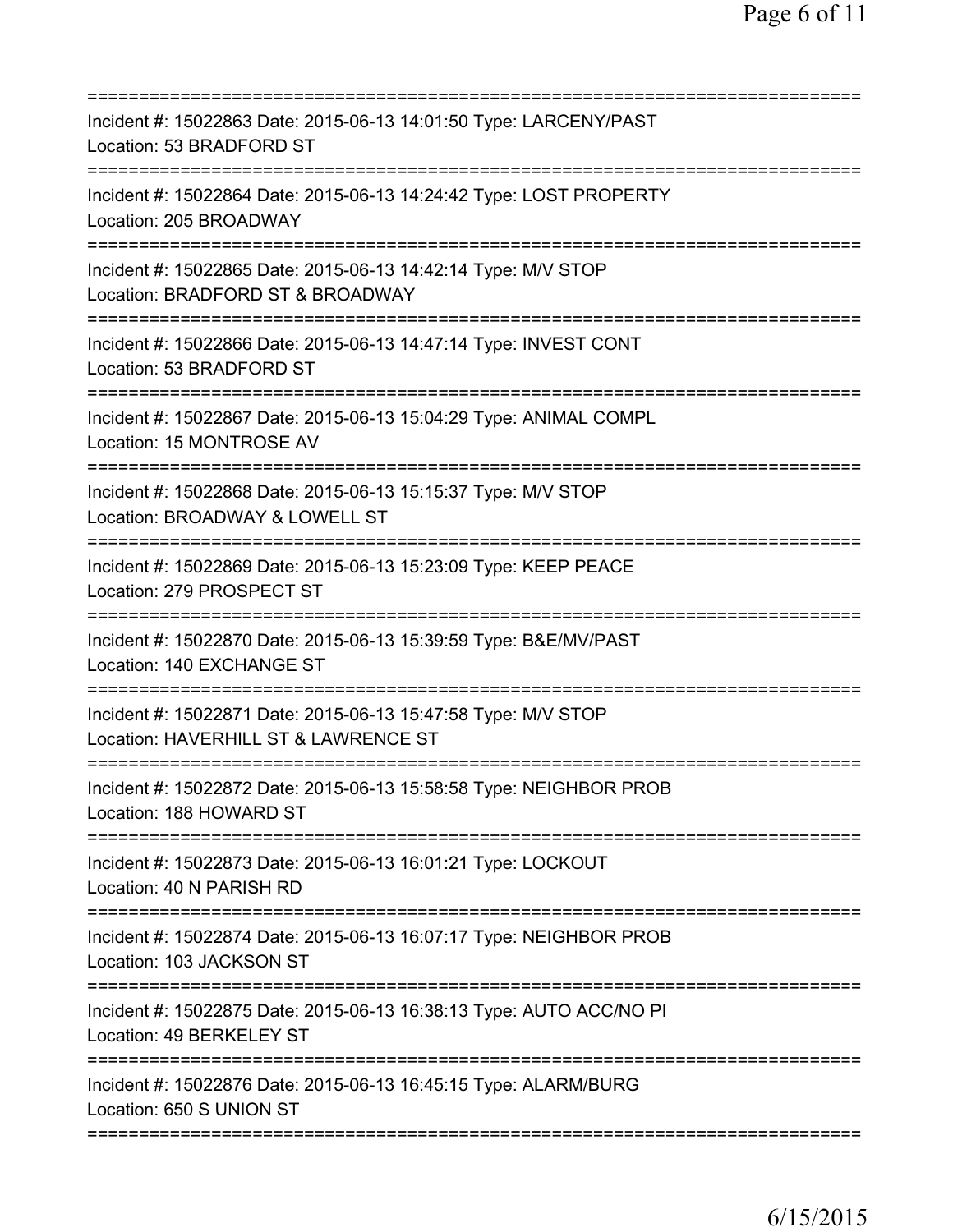===========================================================================
Incident #: 15022863 Date: 2015-06-13 14:01:50 Type: LARCENY/PAST
Location: 53 BRADFORD ST
===========================================================================
Incident #: 15022864 Date: 2015-06-13 14:24:42 Type: LOST PROPERTY
Location: 205 BROADWAY
===========================================================================
Incident #: 15022865 Date: 2015-06-13 14:42:14 Type: M/V STOP
Location: BRADFORD ST & BROADWAY
===========================================================================
Incident #: 15022866 Date: 2015-06-13 14:47:14 Type: INVEST CONT
Location: 53 BRADFORD ST
===========================================================================
Incident #: 15022867 Date: 2015-06-13 15:04:29 Type: ANIMAL COMPL
Location: 15 MONTROSE AV
===========================================================================
Incident #: 15022868 Date: 2015-06-13 15:15:37 Type: M/V STOP
Location: BROADWAY & LOWELL ST
===========================================================================
Incident #: 15022869 Date: 2015-06-13 15:23:09 Type: KEEP PEACE
Location: 279 PROSPECT ST
===========================================================================
Incident #: 15022870 Date: 2015-06-13 15:39:59 Type: B&E/MV/PAST
Location: 140 EXCHANGE ST
===========================================================================
Incident #: 15022871 Date: 2015-06-13 15:47:58 Type: M/V STOP
Location: HAVERHILL ST & LAWRENCE ST
===========================================================================
Incident #: 15022872 Date: 2015-06-13 15:58:58 Type: NEIGHBOR PROB
Location: 188 HOWARD ST
===========================================================================
Incident #: 15022873 Date: 2015-06-13 16:01:21 Type: LOCKOUT
Location: 40 N PARISH RD
===========================================================================
Incident #: 15022874 Date: 2015-06-13 16:07:17 Type: NEIGHBOR PROB
Location: 103 JACKSON ST
===========================================================================
Incident #: 15022875 Date: 2015-06-13 16:38:13 Type: AUTO ACC/NO PI
Location: 49 BERKELEY ST
===========================================================================
Incident #: 15022876 Date: 2015-06-13 16:45:15 Type: ALARM/BURG
Location: 650 S UNION ST
===========================================================================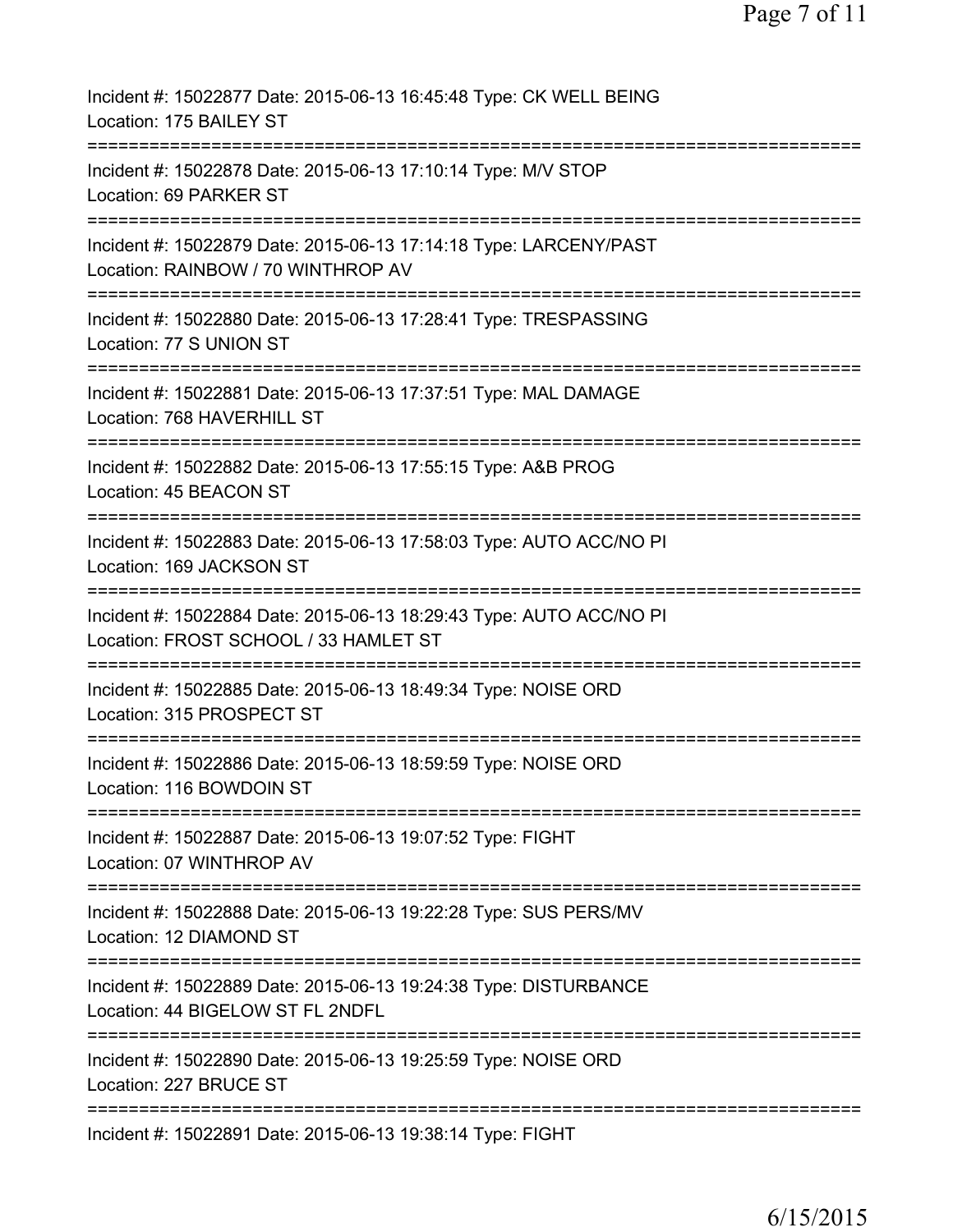Incident #: 15022877 Date: 2015-06-13 16:45:48 Type: CK WELL BEING
Location: 175 BAILEY ST

===========================================================================

Incident #: 15022878 Date: 2015-06-13 17:10:14 Type: M/V STOP
Location: 69 PARKER ST

===========================================================================

Incident #: 15022879 Date: 2015-06-13 17:14:18 Type: LARCENY/PAST
Location: RAINBOW / 70 WINTHROP AV

===========================================================================

Incident #: 15022880 Date: 2015-06-13 17:28:41 Type: TRESPASSING
Location: 77 S UNION ST

===========================================================================

Incident #: 15022881 Date: 2015-06-13 17:37:51 Type: MAL DAMAGE
Location: 768 HAVERHILL ST

===========================================================================

Incident #: 15022882 Date: 2015-06-13 17:55:15 Type: A&B PROG
Location: 45 BEACON ST

===========================================================================

Incident #: 15022883 Date: 2015-06-13 17:58:03 Type: AUTO ACC/NO PI
Location: 169 JACKSON ST

===========================================================================

Incident #: 15022884 Date: 2015-06-13 18:29:43 Type: AUTO ACC/NO PI
Location: FROST SCHOOL / 33 HAMLET ST

===========================================================================

Incident #: 15022885 Date: 2015-06-13 18:49:34 Type: NOISE ORD
Location: 315 PROSPECT ST

===========================================================================

Incident #: 15022886 Date: 2015-06-13 18:59:59 Type: NOISE ORD
Location: 116 BOWDOIN ST

===========================================================================

Incident #: 15022887 Date: 2015-06-13 19:07:52 Type: FIGHT
Location: 07 WINTHROP AV

===========================================================================

Incident #: 15022888 Date: 2015-06-13 19:22:28 Type: SUS PERS/MV
Location: 12 DIAMOND ST

===========================================================================

Incident #: 15022889 Date: 2015-06-13 19:24:38 Type: DISTURBANCE
Location: 44 BIGELOW ST FL 2NDFL

===========================================================================

Incident #: 15022890 Date: 2015-06-13 19:25:59 Type: NOISE ORD
Location: 227 BRUCE ST

===========================================================================

Incident #: 15022891 Date: 2015-06-13 19:38:14 Type: FIGHT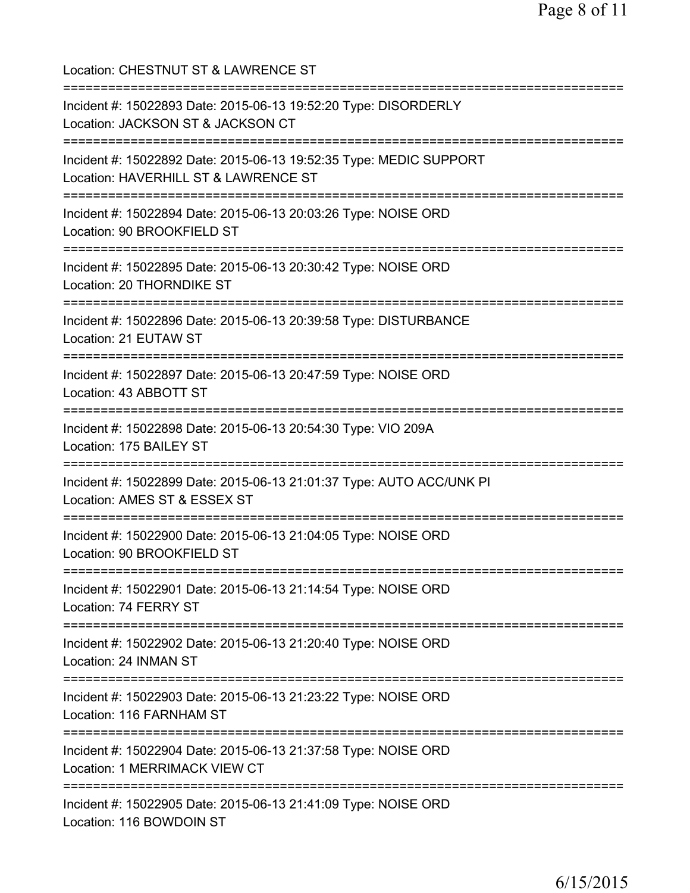Location: CHESTNUT ST & LAWRENCE ST

===========================================================================

Incident #: 15022893 Date: 2015-06-13 19:52:20 Type: DISORDERLY
Location: JACKSON ST & JACKSON CT

===========================================================================

Incident #: 15022892 Date: 2015-06-13 19:52:35 Type: MEDIC SUPPORT
Location: HAVERHILL ST & LAWRENCE ST

===========================================================================

Incident #: 15022894 Date: 2015-06-13 20:03:26 Type: NOISE ORD
Location: 90 BROOKFIELD ST

===========================================================================

Incident #: 15022895 Date: 2015-06-13 20:30:42 Type: NOISE ORD
Location: 20 THORNDIKE ST

===========================================================================

Incident #: 15022896 Date: 2015-06-13 20:39:58 Type: DISTURBANCE
Location: 21 EUTAW ST

===========================================================================

Incident #: 15022897 Date: 2015-06-13 20:47:59 Type: NOISE ORD
Location: 43 ABBOTT ST

===========================================================================

Incident #: 15022898 Date: 2015-06-13 20:54:30 Type: VIO 209A
Location: 175 BAILEY ST

===========================================================================

Incident #: 15022899 Date: 2015-06-13 21:01:37 Type: AUTO ACC/UNK PI
Location: AMES ST & ESSEX ST

===========================================================================

Incident #: 15022900 Date: 2015-06-13 21:04:05 Type: NOISE ORD
Location: 90 BROOKFIELD ST

===========================================================================

Incident #: 15022901 Date: 2015-06-13 21:14:54 Type: NOISE ORD
Location: 74 FERRY ST

===========================================================================

Incident #: 15022902 Date: 2015-06-13 21:20:40 Type: NOISE ORD
Location: 24 INMAN ST

===========================================================================

Incident #: 15022903 Date: 2015-06-13 21:23:22 Type: NOISE ORD
Location: 116 FARNHAM ST

===========================================================================

Incident #: 15022904 Date: 2015-06-13 21:37:58 Type: NOISE ORD
Location: 1 MERRIMACK VIEW CT

===========================================================================

Incident #: 15022905 Date: 2015-06-13 21:41:09 Type: NOISE ORD
Location: 116 BOWDOIN ST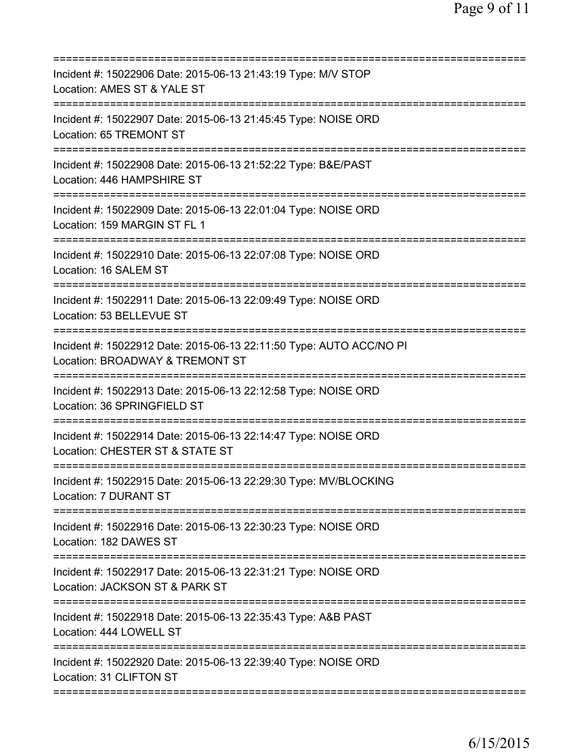===========================================================================

Incident #: 15022906 Date: 2015-06-13 21:43:19 Type: M/V STOP
Location: AMES ST & YALE ST

===========================================================================

Incident #: 15022907 Date: 2015-06-13 21:45:45 Type: NOISE ORD
Location: 65 TREMONT ST

===========================================================================

Incident #: 15022908 Date: 2015-06-13 21:52:22 Type: B&E/PAST
Location: 446 HAMPSHIRE ST

===========================================================================

Incident #: 15022909 Date: 2015-06-13 22:01:04 Type: NOISE ORD
Location: 159 MARGIN ST FL 1

===========================================================================

Incident #: 15022910 Date: 2015-06-13 22:07:08 Type: NOISE ORD
Location: 16 SALEM ST

===========================================================================

Incident #: 15022911 Date: 2015-06-13 22:09:49 Type: NOISE ORD
Location: 53 BELLEVUE ST

===========================================================================

Incident #: 15022912 Date: 2015-06-13 22:11:50 Type: AUTO ACC/NO PI
Location: BROADWAY & TREMONT ST

===========================================================================

Incident #: 15022913 Date: 2015-06-13 22:12:58 Type: NOISE ORD
Location: 36 SPRINGFIELD ST

===========================================================================

Incident #: 15022914 Date: 2015-06-13 22:14:47 Type: NOISE ORD
Location: CHESTER ST & STATE ST

===========================================================================

Incident #: 15022915 Date: 2015-06-13 22:29:30 Type: MV/BLOCKING
Location: 7 DURANT ST

===========================================================================

Incident #: 15022916 Date: 2015-06-13 22:30:23 Type: NOISE ORD
Location: 182 DAWES ST

===========================================================================

Incident #: 15022917 Date: 2015-06-13 22:31:21 Type: NOISE ORD
Location: JACKSON ST & PARK ST

===========================================================================

Incident #: 15022918 Date: 2015-06-13 22:35:43 Type: A&B PAST
Location: 444 LOWELL ST

===========================================================================

Incident #: 15022920 Date: 2015-06-13 22:39:40 Type: NOISE ORD
Location: 31 CLIFTON ST

===========================================================================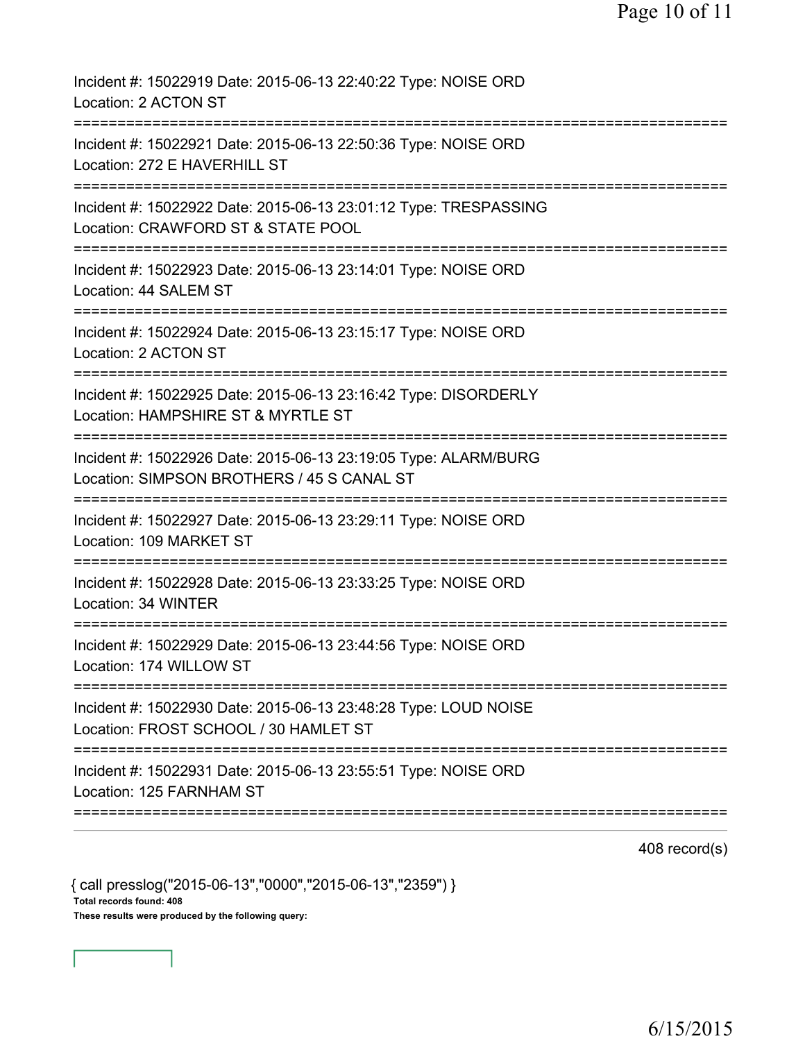Incident #: 15022919 Date: 2015-06-13 22:40:22 Type: NOISE ORD
Location: 2 ACTON ST

===========================================================================

Incident #: 15022921 Date: 2015-06-13 22:50:36 Type: NOISE ORD
Location: 272 E HAVERHILL ST

===========================================================================

Incident #: 15022922 Date: 2015-06-13 23:01:12 Type: TRESPASSING
Location: CRAWFORD ST & STATE POOL

===========================================================================

Incident #: 15022923 Date: 2015-06-13 23:14:01 Type: NOISE ORD
Location: 44 SALEM ST

===========================================================================

Incident #: 15022924 Date: 2015-06-13 23:15:17 Type: NOISE ORD
Location: 2 ACTON ST

===========================================================================

Incident #: 15022925 Date: 2015-06-13 23:16:42 Type: DISORDERLY
Location: HAMPSHIRE ST & MYRTLE ST

===========================================================================

Incident #: 15022926 Date: 2015-06-13 23:19:05 Type: ALARM/BURG
Location: SIMPSON BROTHERS / 45 S CANAL ST

===========================================================================

Incident #: 15022927 Date: 2015-06-13 23:29:11 Type: NOISE ORD
Location: 109 MARKET ST

===========================================================================

Incident #: 15022928 Date: 2015-06-13 23:33:25 Type: NOISE ORD
Location: 34 WINTER

===========================================================================

Incident #: 15022929 Date: 2015-06-13 23:44:56 Type: NOISE ORD
Location: 174 WILLOW ST

===========================================================================

Incident #: 15022930 Date: 2015-06-13 23:48:28 Type: LOUD NOISE
Location: FROST SCHOOL / 30 HAMLET ST

===========================================================================

Incident #: 15022931 Date: 2015-06-13 23:55:51 Type: NOISE ORD
Location: 125 FARNHAM ST

===========================================================================

408 record(s)

{ call presslog("2015-06-13","0000","2015-06-13","2359") }

**Total records found: 408**

**These results were produced by the following query:**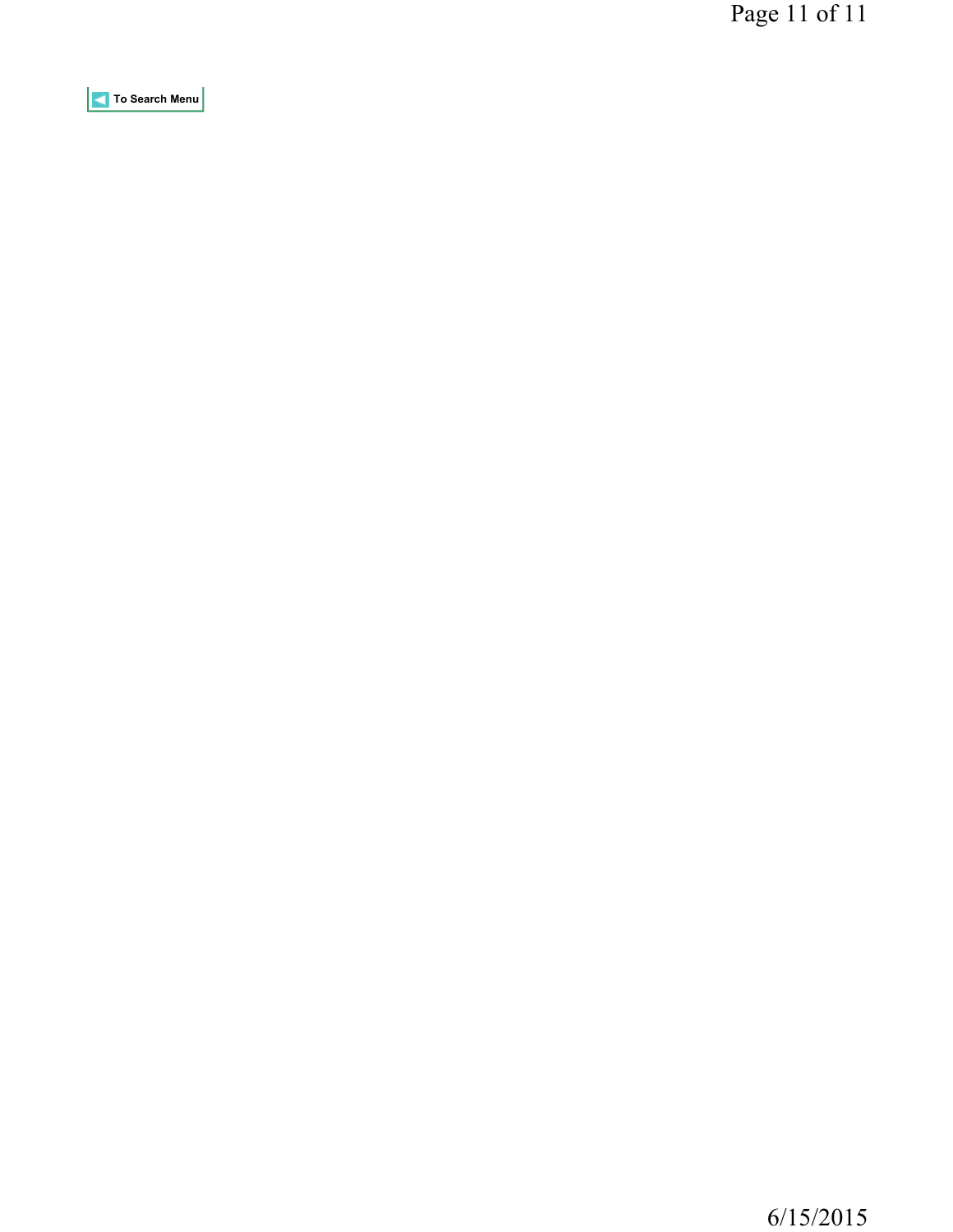To Search Menu